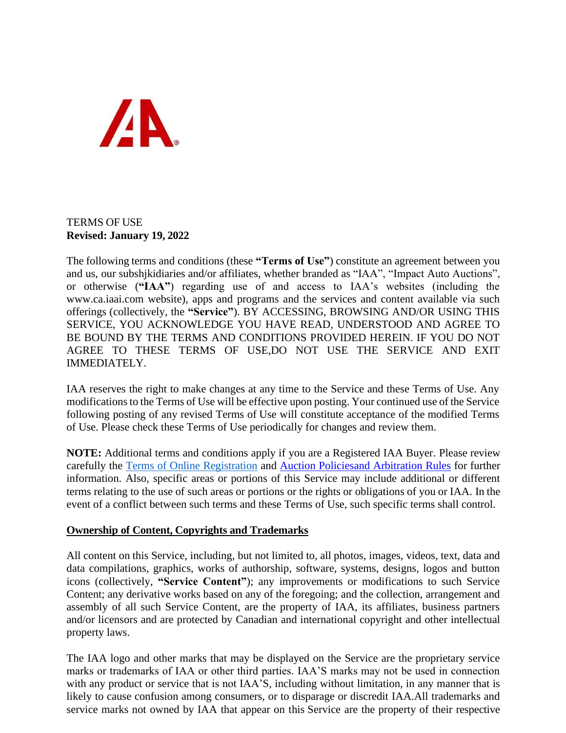TERMS OF USE
**Revised: January 19, 2022**

The following terms and conditions (these **"Terms of Use"**) constitute an agreement between you and us, our subshjkidiaries and/or affiliates, whether branded as "IAA", "Impact Auto Auctions", or otherwise (**"IAA"**) regarding use of and access to IAA's websites (including the www.ca.iaai.com website), apps and programs and the services and content available via such offerings (collectively, the **"Service"**). BY ACCESSING, BROWSING AND/OR USING THIS SERVICE, YOU ACKNOWLEDGE YOU HAVE READ, UNDERSTOOD AND AGREE TO BE BOUND BY THE TERMS AND CONDITIONS PROVIDED HEREIN. IF YOU DO NOT AGREE TO THESE TERMS OF USE,DO NOT USE THE SERVICE AND EXIT IMMEDIATELY.

IAA reserves the right to make changes at any time to the Service and these Terms of Use. Any modifications to the Terms of Use will be effective upon posting. Your continued use of the Service following posting of any revised Terms of Use will constitute acceptance of the modified Terms of Use. Please check these Terms of Use periodically for changes and review them.

**NOTE:** Additional terms and conditions apply if you are a Registered IAA Buyer. Please review carefully the Terms of Online Registration and Auction Policiesand Arbitration Rules for further information. Also, specific areas or portions of this Service may include additional or different terms relating to the use of such areas or portions or the rights or obligations of you or IAA. In the event of a conflict between such terms and these Terms of Use, such specific terms shall control.

## Ownership of Content, Copyrights and Trademarks

All content on this Service, including, but not limited to, all photos, images, videos, text, data and data compilations, graphics, works of authorship, software, systems, designs, logos and button icons (collectively, **"Service Content"**); any improvements or modifications to such Service Content; any derivative works based on any of the foregoing; and the collection, arrangement and assembly of all such Service Content, are the property of IAA, its affiliates, business partners and/or licensors and are protected by Canadian and international copyright and other intellectual property laws.

The IAA logo and other marks that may be displayed on the Service are the proprietary service marks or trademarks of IAA or other third parties. IAA'S marks may not be used in connection with any product or service that is not IAA'S, including without limitation, in any manner that is likely to cause confusion among consumers, or to disparage or discredit IAA.All trademarks and service marks not owned by IAA that appear on this Service are the property of their respective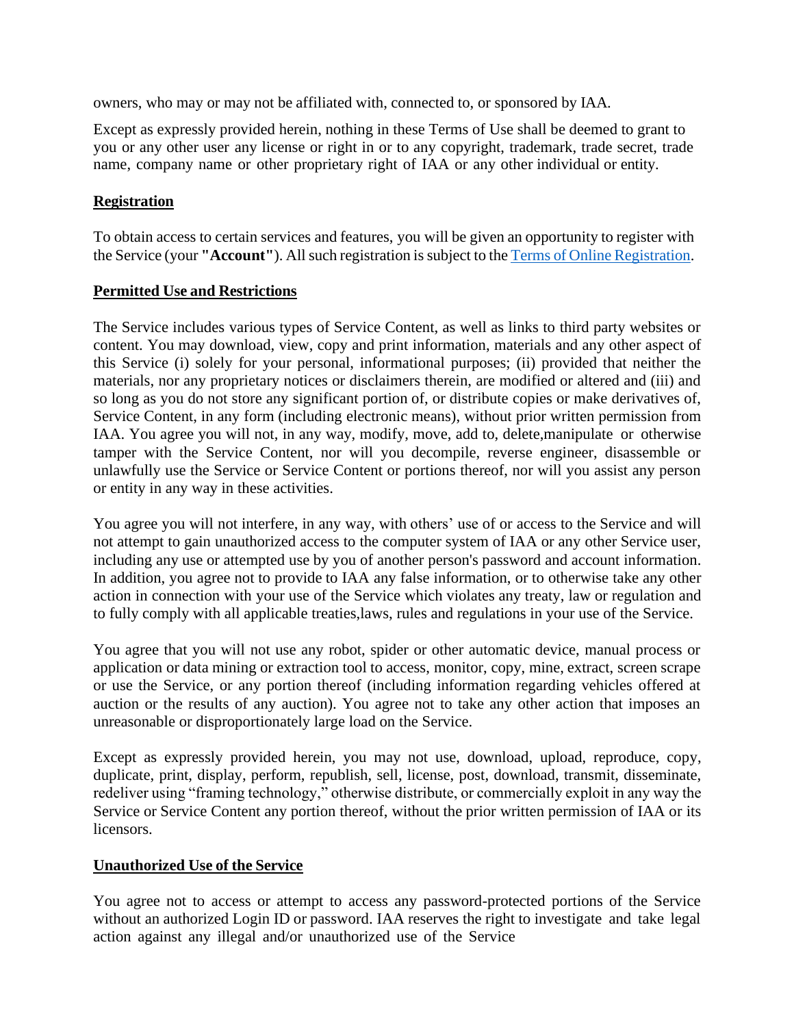owners, who may or may not be affiliated with, connected to, or sponsored by IAA.

Except as expressly provided herein, nothing in these Terms of Use shall be deemed to grant to you or any other user any license or right in or to any copyright, trademark, trade secret, trade name, company name or other proprietary right of IAA or any other individual or entity.

## Registration

To obtain access to certain services and features, you will be given an opportunity to register with the Service (your **"Account"**). All such registration is subject to the Terms of Online Registration.

## Permitted Use and Restrictions

The Service includes various types of Service Content, as well as links to third party websites or content. You may download, view, copy and print information, materials and any other aspect of this Service (i) solely for your personal, informational purposes; (ii) provided that neither the materials, nor any proprietary notices or disclaimers therein, are modified or altered and (iii) and so long as you do not store any significant portion of, or distribute copies or make derivatives of, Service Content, in any form (including electronic means), without prior written permission from IAA. You agree you will not, in any way, modify, move, add to, delete,manipulate or otherwise tamper with the Service Content, nor will you decompile, reverse engineer, disassemble or unlawfully use the Service or Service Content or portions thereof, nor will you assist any person or entity in any way in these activities.

You agree you will not interfere, in any way, with others' use of or access to the Service and will not attempt to gain unauthorized access to the computer system of IAA or any other Service user, including any use or attempted use by you of another person's password and account information. In addition, you agree not to provide to IAA any false information, or to otherwise take any other action in connection with your use of the Service which violates any treaty, law or regulation and to fully comply with all applicable treaties,laws, rules and regulations in your use of the Service.

You agree that you will not use any robot, spider or other automatic device, manual process or application or data mining or extraction tool to access, monitor, copy, mine, extract, screen scrape or use the Service, or any portion thereof (including information regarding vehicles offered at auction or the results of any auction). You agree not to take any other action that imposes an unreasonable or disproportionately large load on the Service.

Except as expressly provided herein, you may not use, download, upload, reproduce, copy, duplicate, print, display, perform, republish, sell, license, post, download, transmit, disseminate, redeliver using "framing technology," otherwise distribute, or commercially exploit in any way the Service or Service Content any portion thereof, without the prior written permission of IAA or its licensors.

## Unauthorized Use of the Service

You agree not to access or attempt to access any password-protected portions of the Service without an authorized Login ID or password. IAA reserves the right to investigate and take legal action against any illegal and/or unauthorized use of the Service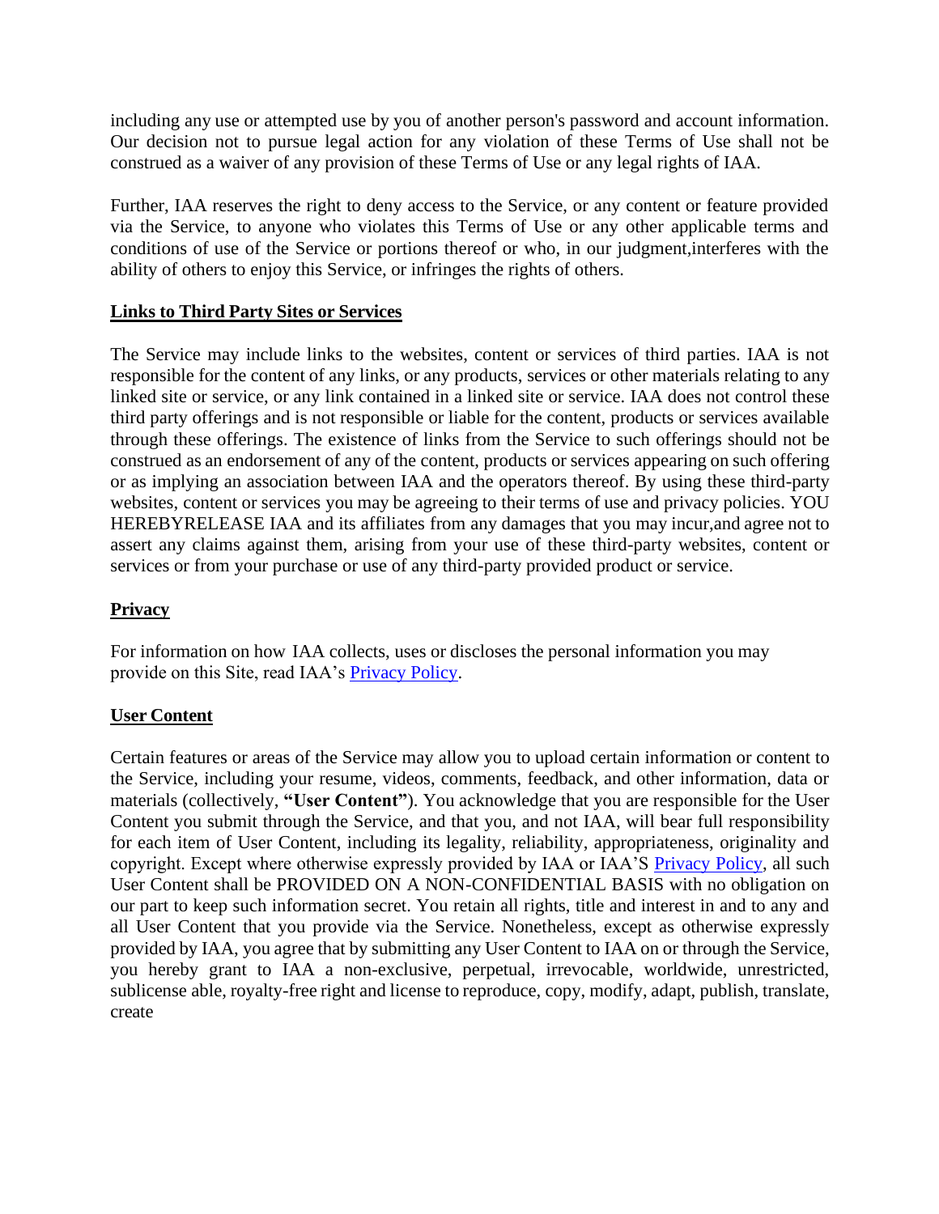including any use or attempted use by you of another person's password and account information. Our decision not to pursue legal action for any violation of these Terms of Use shall not be construed as a waiver of any provision of these Terms of Use or any legal rights of IAA.

Further, IAA reserves the right to deny access to the Service, or any content or feature provided via the Service, to anyone who violates this Terms of Use or any other applicable terms and conditions of use of the Service or portions thereof or who, in our judgment,interferes with the ability of others to enjoy this Service, or infringes the rights of others.

## Links to Third Party Sites or Services

The Service may include links to the websites, content or services of third parties. IAA is not responsible for the content of any links, or any products, services or other materials relating to any linked site or service, or any link contained in a linked site or service. IAA does not control these third party offerings and is not responsible or liable for the content, products or services available through these offerings. The existence of links from the Service to such offerings should not be construed as an endorsement of any of the content, products or services appearing on such offering or as implying an association between IAA and the operators thereof. By using these third-party websites, content or services you may be agreeing to their terms of use and privacy policies. YOU HEREBYRELEASE IAA and its affiliates from any damages that you may incur,and agree not to assert any claims against them, arising from your use of these third-party websites, content or services or from your purchase or use of any third-party provided product or service.

## Privacy

For information on how IAA collects, uses or discloses the personal information you may provide on this Site, read IAA's Privacy Policy.

## User Content

Certain features or areas of the Service may allow you to upload certain information or content to the Service, including your resume, videos, comments, feedback, and other information, data or materials (collectively, **"User Content"**). You acknowledge that you are responsible for the User Content you submit through the Service, and that you, and not IAA, will bear full responsibility for each item of User Content, including its legality, reliability, appropriateness, originality and copyright. Except where otherwise expressly provided by IAA or IAA'S Privacy Policy, all such User Content shall be PROVIDED ON A NON-CONFIDENTIAL BASIS with no obligation on our part to keep such information secret. You retain all rights, title and interest in and to any and all User Content that you provide via the Service. Nonetheless, except as otherwise expressly provided by IAA, you agree that by submitting any User Content to IAA on or through the Service, you hereby grant to IAA a non-exclusive, perpetual, irrevocable, worldwide, unrestricted, sublicense able, royalty-free right and license to reproduce, copy, modify, adapt, publish, translate, create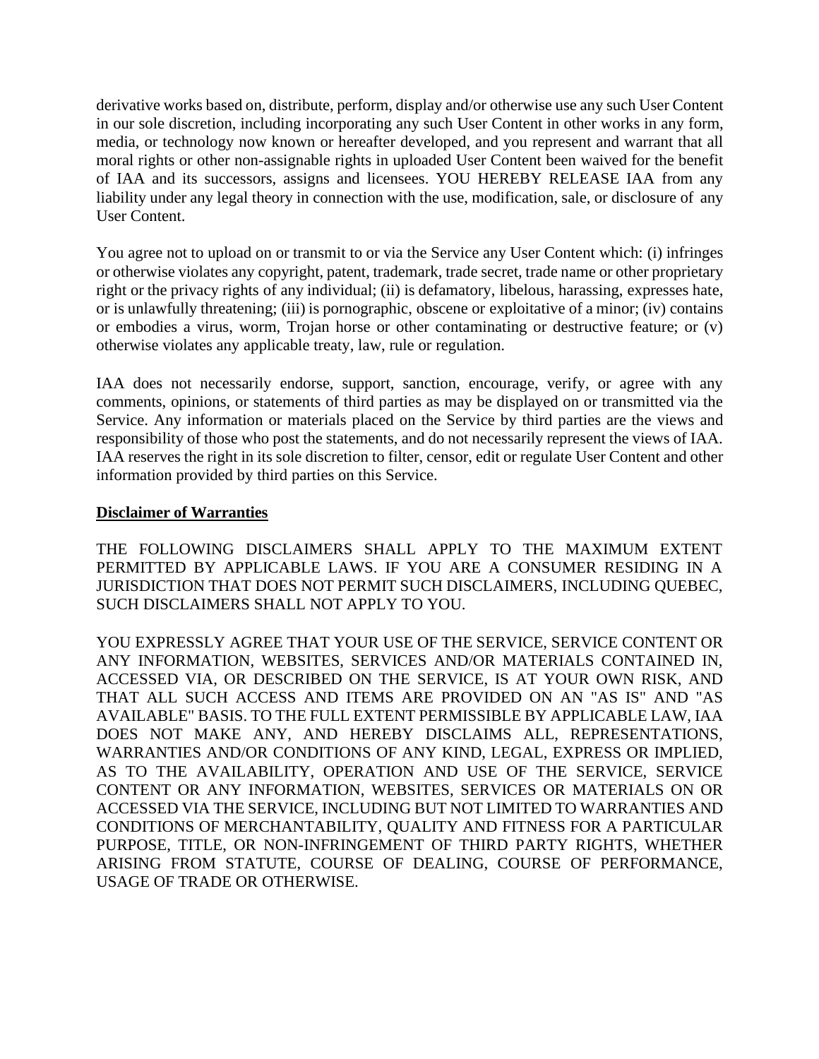derivative works based on, distribute, perform, display and/or otherwise use any such User Content in our sole discretion, including incorporating any such User Content in other works in any form, media, or technology now known or hereafter developed, and you represent and warrant that all moral rights or other non-assignable rights in uploaded User Content been waived for the benefit of IAA and its successors, assigns and licensees. YOU HEREBY RELEASE IAA from any liability under any legal theory in connection with the use, modification, sale, or disclosure of any User Content.

You agree not to upload on or transmit to or via the Service any User Content which: (i) infringes or otherwise violates any copyright, patent, trademark, trade secret, trade name or other proprietary right or the privacy rights of any individual; (ii) is defamatory, libelous, harassing, expresses hate, or is unlawfully threatening; (iii) is pornographic, obscene or exploitative of a minor; (iv) contains or embodies a virus, worm, Trojan horse or other contaminating or destructive feature; or (v) otherwise violates any applicable treaty, law, rule or regulation.

IAA does not necessarily endorse, support, sanction, encourage, verify, or agree with any comments, opinions, or statements of third parties as may be displayed on or transmitted via the Service. Any information or materials placed on the Service by third parties are the views and responsibility of those who post the statements, and do not necessarily represent the views of IAA. IAA reserves the right in its sole discretion to filter, censor, edit or regulate User Content and other information provided by third parties on this Service.

**Disclaimer of Warranties**

THE FOLLOWING DISCLAIMERS SHALL APPLY TO THE MAXIMUM EXTENT PERMITTED BY APPLICABLE LAWS. IF YOU ARE A CONSUMER RESIDING IN A JURISDICTION THAT DOES NOT PERMIT SUCH DISCLAIMERS, INCLUDING QUEBEC, SUCH DISCLAIMERS SHALL NOT APPLY TO YOU.

YOU EXPRESSLY AGREE THAT YOUR USE OF THE SERVICE, SERVICE CONTENT OR ANY INFORMATION, WEBSITES, SERVICES AND/OR MATERIALS CONTAINED IN, ACCESSED VIA, OR DESCRIBED ON THE SERVICE, IS AT YOUR OWN RISK, AND THAT ALL SUCH ACCESS AND ITEMS ARE PROVIDED ON AN "AS IS" AND "AS AVAILABLE" BASIS. TO THE FULL EXTENT PERMISSIBLE BY APPLICABLE LAW, IAA DOES NOT MAKE ANY, AND HEREBY DISCLAIMS ALL, REPRESENTATIONS, WARRANTIES AND/OR CONDITIONS OF ANY KIND, LEGAL, EXPRESS OR IMPLIED, AS TO THE AVAILABILITY, OPERATION AND USE OF THE SERVICE, SERVICE CONTENT OR ANY INFORMATION, WEBSITES, SERVICES OR MATERIALS ON OR ACCESSED VIA THE SERVICE, INCLUDING BUT NOT LIMITED TO WARRANTIES AND CONDITIONS OF MERCHANTABILITY, QUALITY AND FITNESS FOR A PARTICULAR PURPOSE, TITLE, OR NON-INFRINGEMENT OF THIRD PARTY RIGHTS, WHETHER ARISING FROM STATUTE, COURSE OF DEALING, COURSE OF PERFORMANCE, USAGE OF TRADE OR OTHERWISE.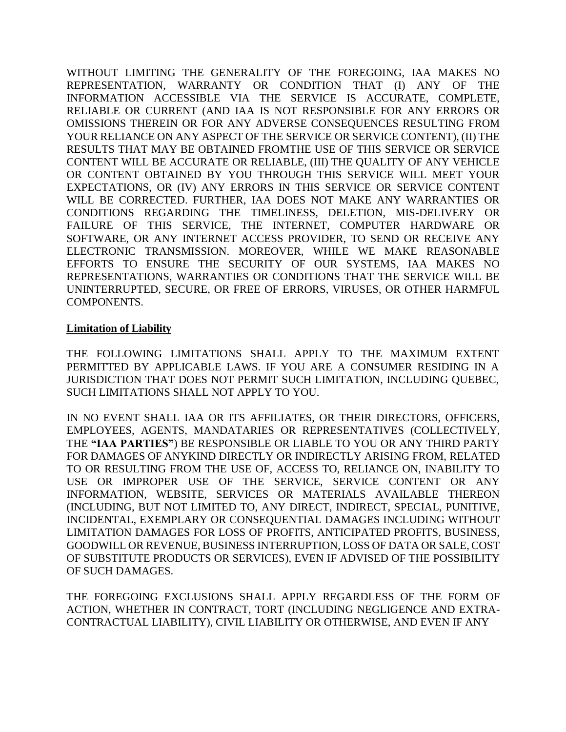WITHOUT LIMITING THE GENERALITY OF THE FOREGOING, IAA MAKES NO REPRESENTATION, WARRANTY OR CONDITION THAT (I) ANY OF THE INFORMATION ACCESSIBLE VIA THE SERVICE IS ACCURATE, COMPLETE, RELIABLE OR CURRENT (AND IAA IS NOT RESPONSIBLE FOR ANY ERRORS OR OMISSIONS THEREIN OR FOR ANY ADVERSE CONSEQUENCES RESULTING FROM YOUR RELIANCE ON ANY ASPECT OF THE SERVICE OR SERVICE CONTENT), (II) THE RESULTS THAT MAY BE OBTAINED FROMTHE USE OF THIS SERVICE OR SERVICE CONTENT WILL BE ACCURATE OR RELIABLE, (III) THE QUALITY OF ANY VEHICLE OR CONTENT OBTAINED BY YOU THROUGH THIS SERVICE WILL MEET YOUR EXPECTATIONS, OR (IV) ANY ERRORS IN THIS SERVICE OR SERVICE CONTENT WILL BE CORRECTED. FURTHER, IAA DOES NOT MAKE ANY WARRANTIES OR CONDITIONS REGARDING THE TIMELINESS, DELETION, MIS-DELIVERY OR FAILURE OF THIS SERVICE, THE INTERNET, COMPUTER HARDWARE OR SOFTWARE, OR ANY INTERNET ACCESS PROVIDER, TO SEND OR RECEIVE ANY ELECTRONIC TRANSMISSION. MOREOVER, WHILE WE MAKE REASONABLE EFFORTS TO ENSURE THE SECURITY OF OUR SYSTEMS, IAA MAKES NO REPRESENTATIONS, WARRANTIES OR CONDITIONS THAT THE SERVICE WILL BE UNINTERRUPTED, SECURE, OR FREE OF ERRORS, VIRUSES, OR OTHER HARMFUL COMPONENTS.

**Limitation of Liability**

THE FOLLOWING LIMITATIONS SHALL APPLY TO THE MAXIMUM EXTENT PERMITTED BY APPLICABLE LAWS. IF YOU ARE A CONSUMER RESIDING IN A JURISDICTION THAT DOES NOT PERMIT SUCH LIMITATION, INCLUDING QUEBEC, SUCH LIMITATIONS SHALL NOT APPLY TO YOU.

IN NO EVENT SHALL IAA OR ITS AFFILIATES, OR THEIR DIRECTORS, OFFICERS, EMPLOYEES, AGENTS, MANDATARIES OR REPRESENTATIVES (COLLECTIVELY, THE **"IAA PARTIES"**) BE RESPONSIBLE OR LIABLE TO YOU OR ANY THIRD PARTY FOR DAMAGES OF ANYKIND DIRECTLY OR INDIRECTLY ARISING FROM, RELATED TO OR RESULTING FROM THE USE OF, ACCESS TO, RELIANCE ON, INABILITY TO USE OR IMPROPER USE OF THE SERVICE, SERVICE CONTENT OR ANY INFORMATION, WEBSITE, SERVICES OR MATERIALS AVAILABLE THEREON (INCLUDING, BUT NOT LIMITED TO, ANY DIRECT, INDIRECT, SPECIAL, PUNITIVE, INCIDENTAL, EXEMPLARY OR CONSEQUENTIAL DAMAGES INCLUDING WITHOUT LIMITATION DAMAGES FOR LOSS OF PROFITS, ANTICIPATED PROFITS, BUSINESS, GOODWILL OR REVENUE, BUSINESS INTERRUPTION, LOSS OF DATA OR SALE, COST OF SUBSTITUTE PRODUCTS OR SERVICES), EVEN IF ADVISED OF THE POSSIBILITY OF SUCH DAMAGES.

THE FOREGOING EXCLUSIONS SHALL APPLY REGARDLESS OF THE FORM OF ACTION, WHETHER IN CONTRACT, TORT (INCLUDING NEGLIGENCE AND EXTRA-CONTRACTUAL LIABILITY), CIVIL LIABILITY OR OTHERWISE, AND EVEN IF ANY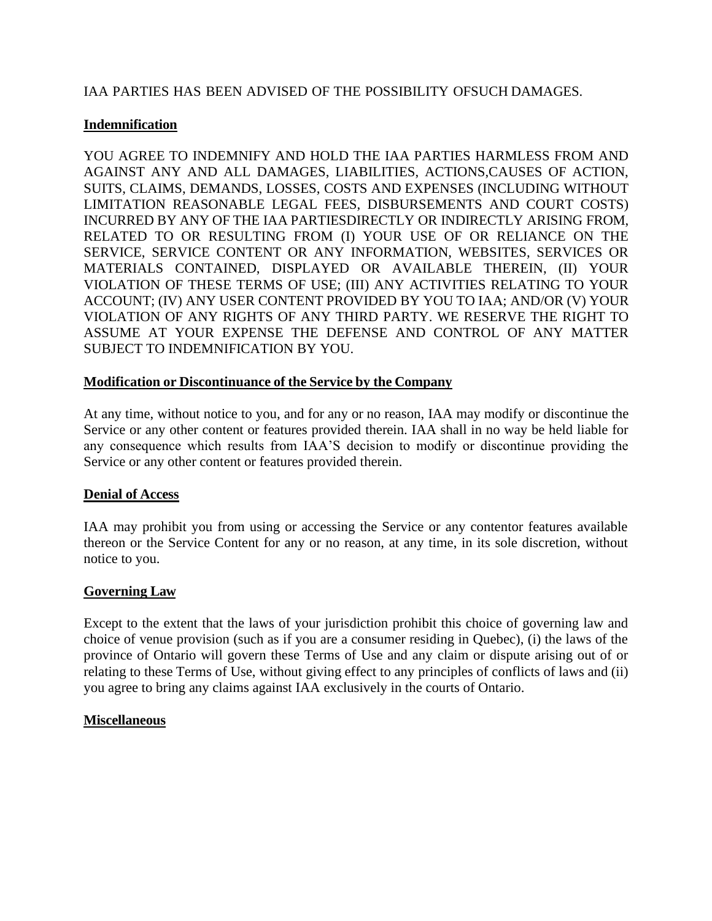IAA PARTIES HAS BEEN ADVISED OF THE POSSIBILITY OFSUCH DAMAGES.

**Indemnification**

YOU AGREE TO INDEMNIFY AND HOLD THE IAA PARTIES HARMLESS FROM AND AGAINST ANY AND ALL DAMAGES, LIABILITIES, ACTIONS,CAUSES OF ACTION, SUITS, CLAIMS, DEMANDS, LOSSES, COSTS AND EXPENSES (INCLUDING WITHOUT LIMITATION REASONABLE LEGAL FEES, DISBURSEMENTS AND COURT COSTS) INCURRED BY ANY OF THE IAA PARTIESDIRECTLY OR INDIRECTLY ARISING FROM, RELATED TO OR RESULTING FROM (I) YOUR USE OF OR RELIANCE ON THE SERVICE, SERVICE CONTENT OR ANY INFORMATION, WEBSITES, SERVICES OR MATERIALS CONTAINED, DISPLAYED OR AVAILABLE THEREIN, (II) YOUR VIOLATION OF THESE TERMS OF USE; (III) ANY ACTIVITIES RELATING TO YOUR ACCOUNT; (IV) ANY USER CONTENT PROVIDED BY YOU TO IAA; AND/OR (V) YOUR VIOLATION OF ANY RIGHTS OF ANY THIRD PARTY. WE RESERVE THE RIGHT TO ASSUME AT YOUR EXPENSE THE DEFENSE AND CONTROL OF ANY MATTER SUBJECT TO INDEMNIFICATION BY YOU.

**Modification or Discontinuance of the Service by the Company**

At any time, without notice to you, and for any or no reason, IAA may modify or discontinue the Service or any other content or features provided therein. IAA shall in no way be held liable for any consequence which results from IAA'S decision to modify or discontinue providing the Service or any other content or features provided therein.

**Denial of Access**

IAA may prohibit you from using or accessing the Service or any contentor features available thereon or the Service Content for any or no reason, at any time, in its sole discretion, without notice to you.

**Governing Law**

Except to the extent that the laws of your jurisdiction prohibit this choice of governing law and choice of venue provision (such as if you are a consumer residing in Quebec), (i) the laws of the province of Ontario will govern these Terms of Use and any claim or dispute arising out of or relating to these Terms of Use, without giving effect to any principles of conflicts of laws and (ii) you agree to bring any claims against IAA exclusively in the courts of Ontario.

**Miscellaneous**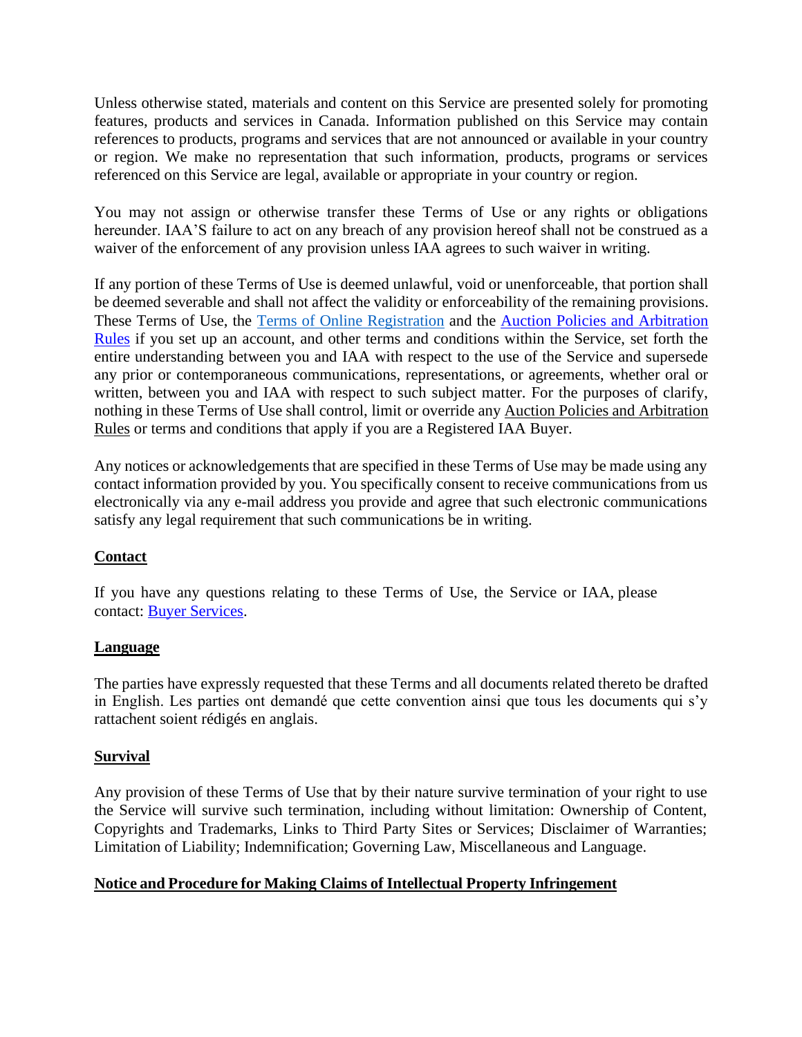Unless otherwise stated, materials and content on this Service are presented solely for promoting features, products and services in Canada. Information published on this Service may contain references to products, programs and services that are not announced or available in your country or region. We make no representation that such information, products, programs or services referenced on this Service are legal, available or appropriate in your country or region.

You may not assign or otherwise transfer these Terms of Use or any rights or obligations hereunder. IAA'S failure to act on any breach of any provision hereof shall not be construed as a waiver of the enforcement of any provision unless IAA agrees to such waiver in writing.

If any portion of these Terms of Use is deemed unlawful, void or unenforceable, that portion shall be deemed severable and shall not affect the validity or enforceability of the remaining provisions. These Terms of Use, the Terms of Online Registration and the Auction Policies and Arbitration Rules if you set up an account, and other terms and conditions within the Service, set forth the entire understanding between you and IAA with respect to the use of the Service and supersede any prior or contemporaneous communications, representations, or agreements, whether oral or written, between you and IAA with respect to such subject matter. For the purposes of clarify, nothing in these Terms of Use shall control, limit or override any Auction Policies and Arbitration Rules or terms and conditions that apply if you are a Registered IAA Buyer.

Any notices or acknowledgements that are specified in these Terms of Use may be made using any contact information provided by you. You specifically consent to receive communications from us electronically via any e-mail address you provide and agree that such electronic communications satisfy any legal requirement that such communications be in writing.

## Contact

If you have any questions relating to these Terms of Use, the Service or IAA, please contact: Buyer Services.

## Language

The parties have expressly requested that these Terms and all documents related thereto be drafted in English. Les parties ont demandé que cette convention ainsi que tous les documents qui s'y rattachent soient rédigés en anglais.

## Survival

Any provision of these Terms of Use that by their nature survive termination of your right to use the Service will survive such termination, including without limitation: Ownership of Content, Copyrights and Trademarks, Links to Third Party Sites or Services; Disclaimer of Warranties; Limitation of Liability; Indemnification; Governing Law, Miscellaneous and Language.

## Notice and Procedure for Making Claims of Intellectual Property Infringement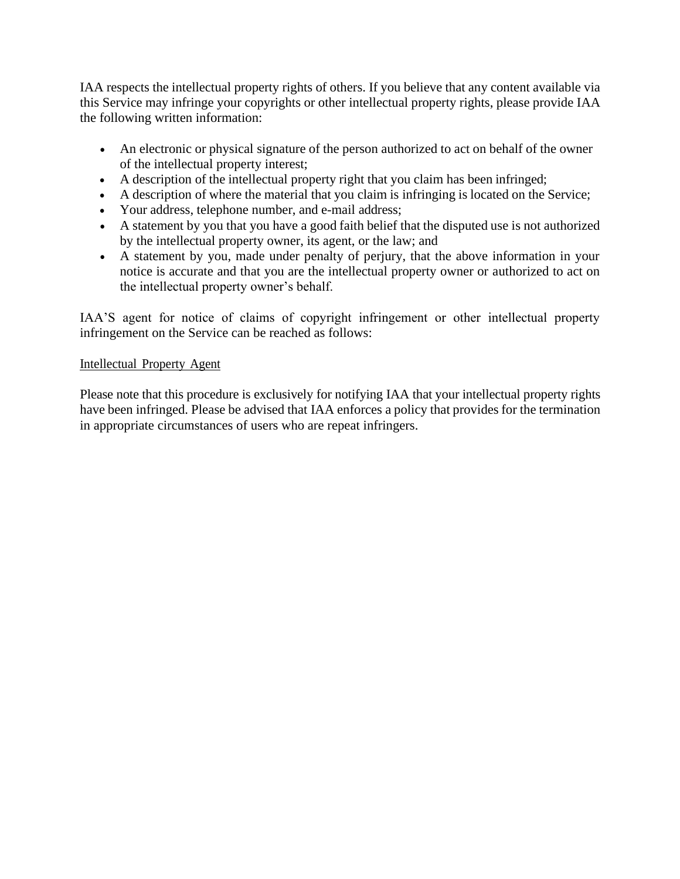IAA respects the intellectual property rights of others. If you believe that any content available via this Service may infringe your copyrights or other intellectual property rights, please provide IAA the following written information:

- An electronic or physical signature of the person authorized to act on behalf of the owner of the intellectual property interest;
- A description of the intellectual property right that you claim has been infringed;
- A description of where the material that you claim is infringing is located on the Service;
- Your address, telephone number, and e-mail address;
- A statement by you that you have a good faith belief that the disputed use is not authorized by the intellectual property owner, its agent, or the law; and
- A statement by you, made under penalty of perjury, that the above information in your notice is accurate and that you are the intellectual property owner or authorized to act on the intellectual property owner's behalf.

IAA'S agent for notice of claims of copyright infringement or other intellectual property infringement on the Service can be reached as follows:

Intellectual Property Agent

Please note that this procedure is exclusively for notifying IAA that your intellectual property rights have been infringed. Please be advised that IAA enforces a policy that provides for the termination in appropriate circumstances of users who are repeat infringers.